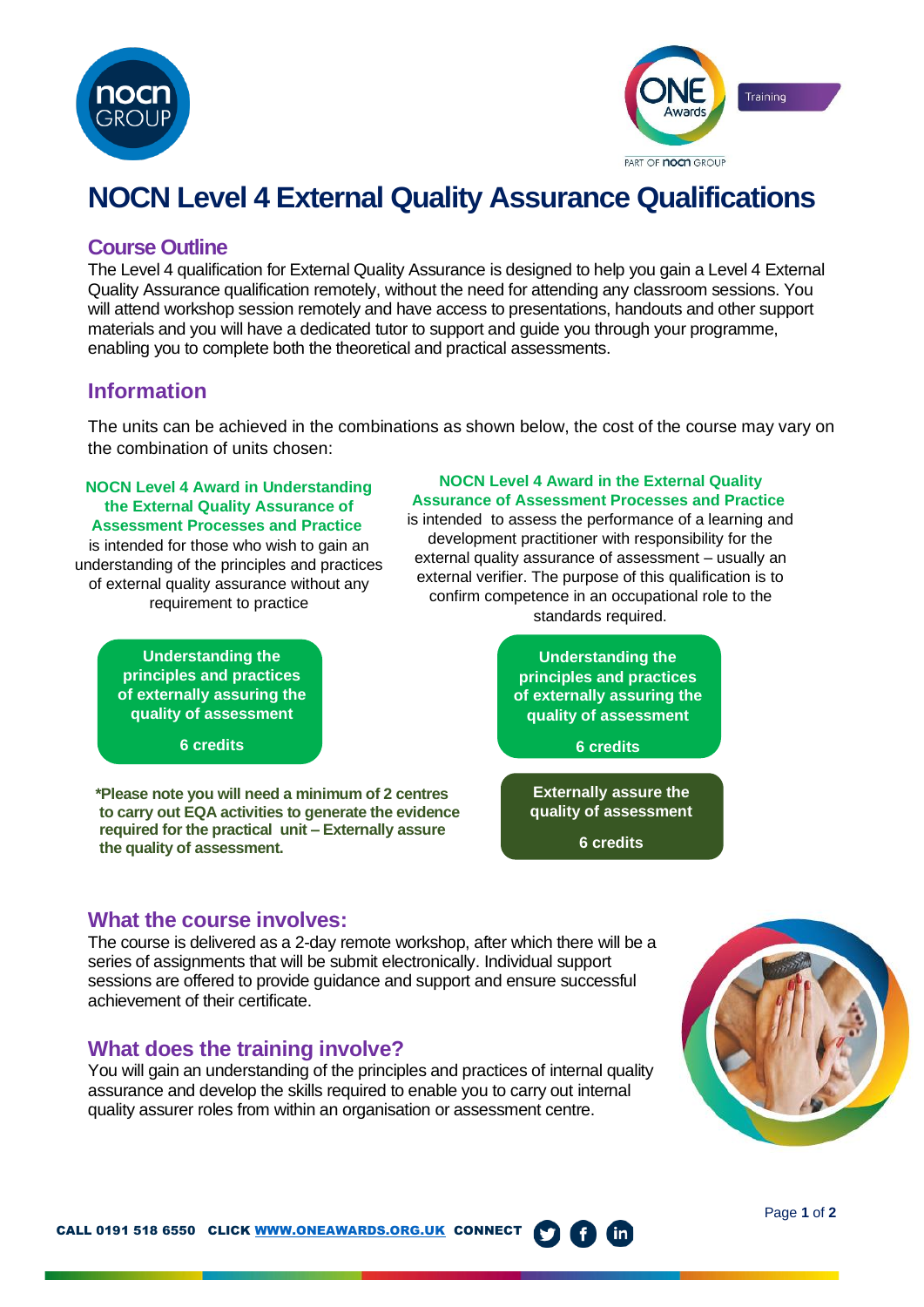# NOCN Level 4 External Quality Assurance Qualifications

## Course Outline

The Level 4 qualification for External Quality Assurance is designed to help you gain a Level 4 External Quality Assurance qualification remotely, without the need for attending any classroom sessions. You will attend workshop session remotely and have access to presentations, handouts and other support materials and you will have a dedicated tutor to support and guide you through your programme, enabling you to complete both the theoretical and practical assessments.

## Information

The units can be achieved in the combinations as shown below, the cost of the course may vary on the combination of units chosen:

**NOCN Level 4 Award in Understanding the External Quality Assurance of Assessment Processes and Practice**

is intended for those who wish to gain an understanding of the principles and practices of external quality assurance without any requirement to practice

**Understanding the principles and practices of externally assuring the quality of assessment**

**6 credits**

**\*Please note you will need a minimum of 2 centres to carry out EQA activities to generate the evidence required for the practical unit – Externally assure the quality of assessment.**

**NOCN Level 4 Award in the External Quality Assurance of Assessment Processes and Practice**

is intended to assess the performance of a learning and development practitioner with responsibility for the external quality assurance of assessment – usually an external verifier. The purpose of this qualification is to confirm competence in an occupational role to the standards required.

**Understanding the principles and practices of externally assuring the quality of assessment**

**6 credits**

**Externally assure the quality of assessment**

**6 credits**

## What the course involves:

The course is delivered as a 2-day remote workshop, after which there will be a series of assignments that will be submit electronically. Individual support sessions are offered to provide guidance and support and ensure successful achievement of their certificate.

## What does the training involve?

You will gain an understanding of the principles and practices of internal quality assurance and develop the skills required to enable you to carry out internal quality assurer roles from within an organisation or assessment centre.

**CALL 0191 518 6550 CLICK [WWW.ONEAWARDS.ORG.UK](http://WWW.ONEAWARDS.ORG.UK) CONNECT**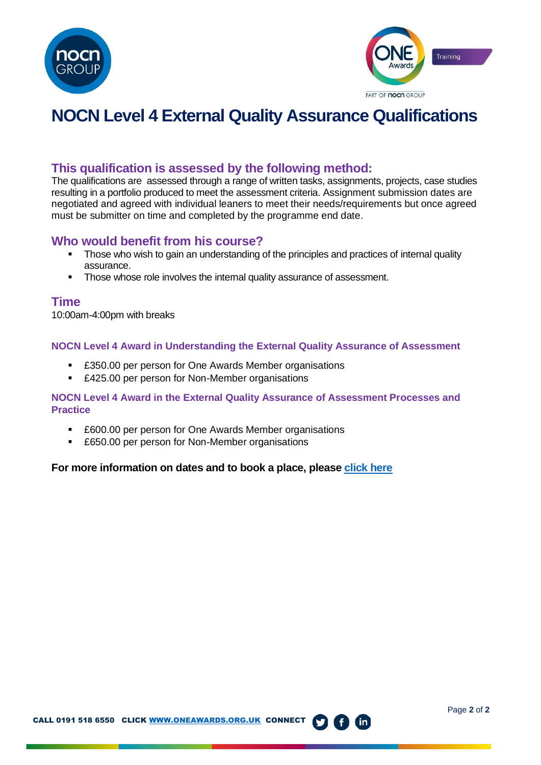# NOCN Level 4 External Quality Assurance Qualifications

## This qualification is assessed by the following method:

The qualifications are assessed through a range of written tasks, assignments, projects, case studies resulting in a portfolio produced to meet the assessment criteria. Assignment submission dates are negotiated and agreed with individual leaners to meet their needs/requirements but once agreed must be submitter on time and completed by the programme end date.

## Who would benefit from his course?

- Those who wish to gain an understanding of the principles and practices of internal quality assurance.
- Those whose role involves the internal quality assurance of assessment.

## Time

10:00am-4:00pm with breaks

### NOCN Level 4 Award in Understanding the External Quality Assurance of Assessment

- £350.00 per person for One Awards Member organisations
- £425.00 per person for Non-Member organisations

### NOCN Level 4 Award in the External Quality Assurance of Assessment Processes and Practice

- £600.00 per person for One Awards Member organisations
- £650.00 per person for Non-Member organisations

**For more information on dates and to book a place, please click here**

CALL 0191 518 6550 CLICK WWW.ONEAWARDS.ORG.UK CONNECT